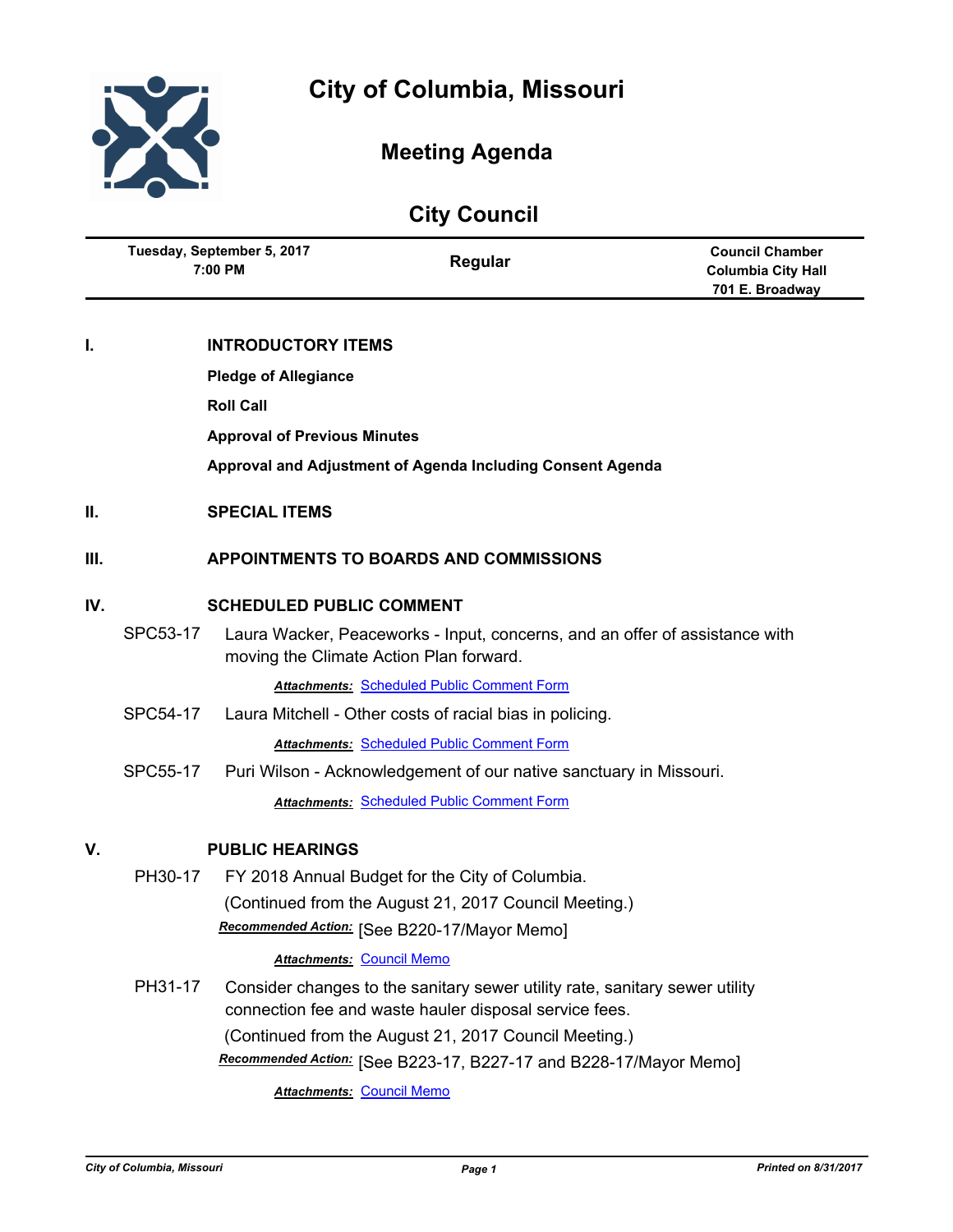# City of Columbia, Missouri

## Meeting Agenda

## City Council

| Tuesday, September 5, 2017 7:00 PM | Regular | Council Chamber Columbia City Hall 701 E. Broadway |
|---|---|---|

**I. INTRODUCTORY ITEMS**

**Pledge of Allegiance**

**Roll Call**

**Approval of Previous Minutes**

**Approval and Adjustment of Agenda Including Consent Agenda**

**II. SPECIAL ITEMS**

**III. APPOINTMENTS TO BOARDS AND COMMISSIONS**

**IV. SCHEDULED PUBLIC COMMENT**

SPC53-17 Laura Wacker, Peaceworks - Input, concerns, and an offer of assistance with moving the Climate Action Plan forward.

***Attachments:*** Scheduled Public Comment Form

SPC54-17 Laura Mitchell - Other costs of racial bias in policing.

***Attachments:*** Scheduled Public Comment Form

SPC55-17 Puri Wilson - Acknowledgement of our native sanctuary in Missouri.

***Attachments:*** Scheduled Public Comment Form

**V. PUBLIC HEARINGS**

PH30-17 FY 2018 Annual Budget for the City of Columbia.

(Continued from the August 21, 2017 Council Meeting.)

***Recommended Action:*** [See B220-17/Mayor Memo]

***Attachments:*** Council Memo

PH31-17 Consider changes to the sanitary sewer utility rate, sanitary sewer utility connection fee and waste hauler disposal service fees.

(Continued from the August 21, 2017 Council Meeting.)

***Recommended Action:*** [See B223-17, B227-17 and B228-17/Mayor Memo]

***Attachments:*** Council Memo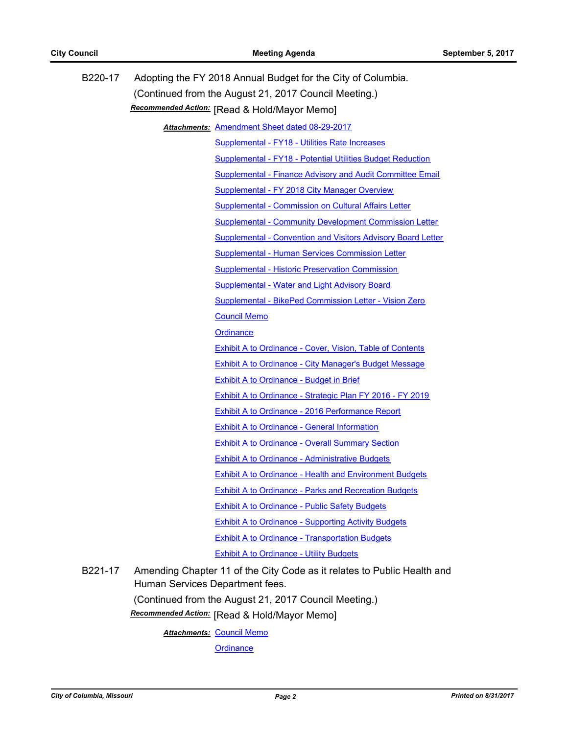**B220-17** Adopting the FY 2018 Annual Budget for the City of Columbia.

(Continued from the August 21, 2017 Council Meeting.)

***Recommended Action:*** [Read & Hold/Mayor Memo]

***Attachments:*** Amendment Sheet dated 08-29-2017

Supplemental - FY18 - Utilities Rate Increases

Supplemental - FY18 - Potential Utilities Budget Reduction

Supplemental - Finance Advisory and Audit Committee Email

Supplemental - FY 2018 City Manager Overview

Supplemental - Commission on Cultural Affairs Letter

Supplemental - Community Development Commission Letter

Supplemental - Convention and Visitors Advisory Board Letter

Supplemental - Human Services Commission Letter

Supplemental - Historic Preservation Commission

Supplemental - Water and Light Advisory Board

Supplemental - BikePed Commission Letter - Vision Zero

Council Memo

Ordinance

Exhibit A to Ordinance - Cover, Vision, Table of Contents

Exhibit A to Ordinance - City Manager's Budget Message

Exhibit A to Ordinance - Budget in Brief

Exhibit A to Ordinance - Strategic Plan FY 2016 - FY 2019

Exhibit A to Ordinance - 2016 Performance Report

Exhibit A to Ordinance - General Information

Exhibit A to Ordinance - Overall Summary Section

Exhibit A to Ordinance - Administrative Budgets

Exhibit A to Ordinance - Health and Environment Budgets

Exhibit A to Ordinance - Parks and Recreation Budgets

Exhibit A to Ordinance - Public Safety Budgets

Exhibit A to Ordinance - Supporting Activity Budgets

Exhibit A to Ordinance - Transportation Budgets

Exhibit A to Ordinance - Utility Budgets

**B221-17** Amending Chapter 11 of the City Code as it relates to Public Health and Human Services Department fees.

(Continued from the August 21, 2017 Council Meeting.)

***Recommended Action:*** [Read & Hold/Mayor Memo]

***Attachments:*** Council Memo

Ordinance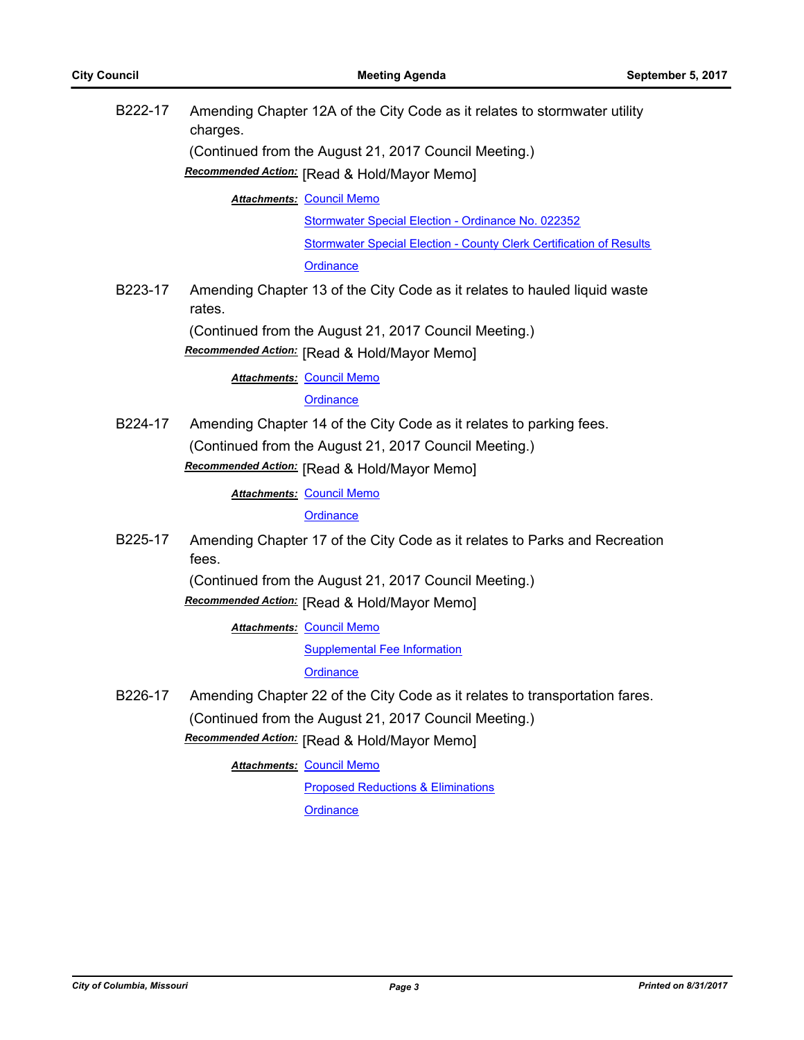**B222-17** Amending Chapter 12A of the City Code as it relates to stormwater utility charges.

(Continued from the August 21, 2017 Council Meeting.)

***Recommended Action:*** [Read & Hold/Mayor Memo]

***Attachments:*** Council Memo

Stormwater Special Election - Ordinance No. 022352

Stormwater Special Election - County Clerk Certification of Results

Ordinance

**B223-17** Amending Chapter 13 of the City Code as it relates to hauled liquid waste rates.

(Continued from the August 21, 2017 Council Meeting.)

***Recommended Action:*** [Read & Hold/Mayor Memo]

***Attachments:*** Council Memo

Ordinance

**B224-17** Amending Chapter 14 of the City Code as it relates to parking fees.

(Continued from the August 21, 2017 Council Meeting.)

***Recommended Action:*** [Read & Hold/Mayor Memo]

***Attachments:*** Council Memo

Ordinance

**B225-17** Amending Chapter 17 of the City Code as it relates to Parks and Recreation fees.

(Continued from the August 21, 2017 Council Meeting.)

***Recommended Action:*** [Read & Hold/Mayor Memo]

***Attachments:*** Council Memo

Supplemental Fee Information

Ordinance

**B226-17** Amending Chapter 22 of the City Code as it relates to transportation fares.

(Continued from the August 21, 2017 Council Meeting.)

***Recommended Action:*** [Read & Hold/Mayor Memo]

***Attachments:*** Council Memo

Proposed Reductions & Eliminations

Ordinance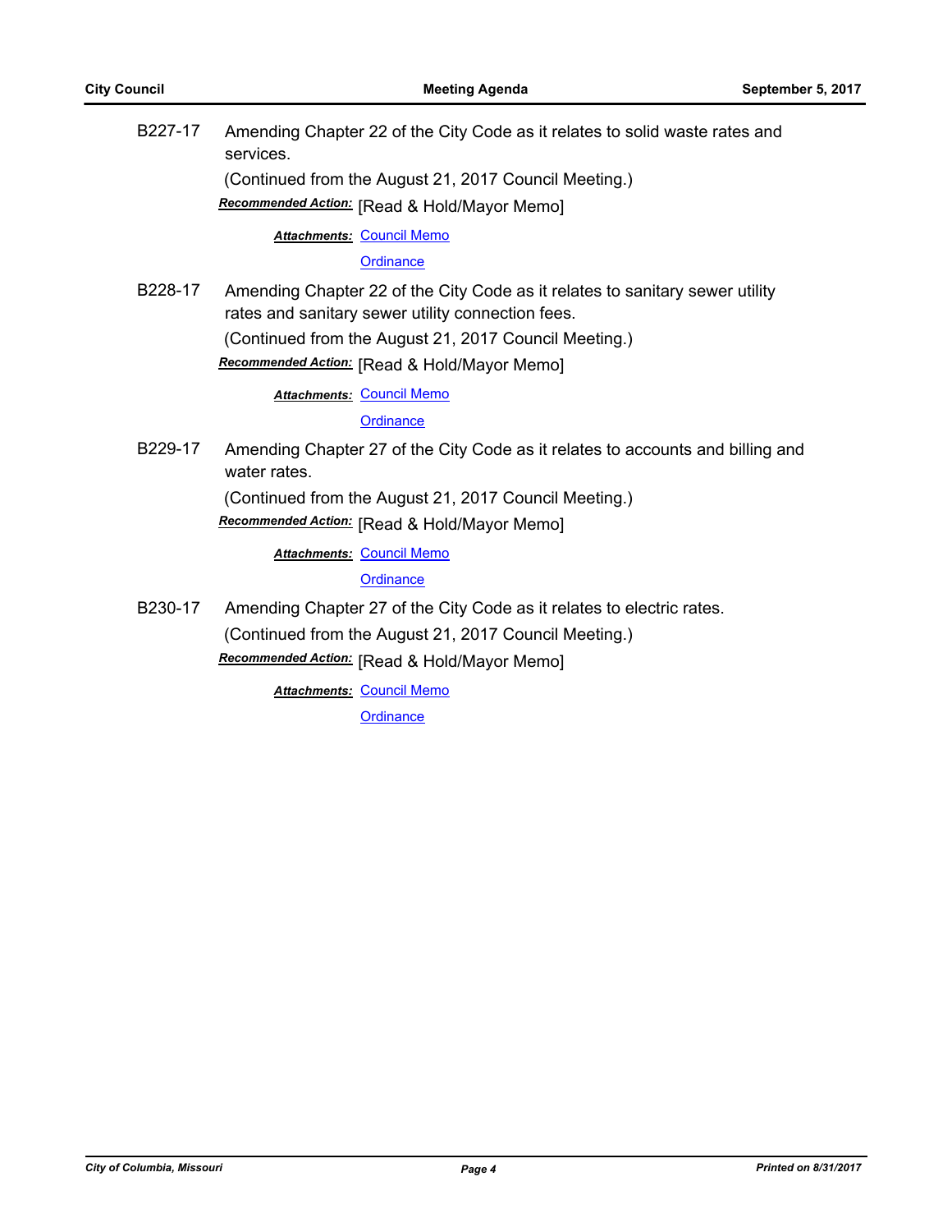B227-17 Amending Chapter 22 of the City Code as it relates to solid waste rates and services.

(Continued from the August 21, 2017 Council Meeting.)

***Recommended Action:*** [Read & Hold/Mayor Memo]

***Attachments:*** Council Memo

Ordinance

B228-17 Amending Chapter 22 of the City Code as it relates to sanitary sewer utility rates and sanitary sewer utility connection fees.

(Continued from the August 21, 2017 Council Meeting.)

***Recommended Action:*** [Read & Hold/Mayor Memo]

***Attachments:*** Council Memo

Ordinance

B229-17 Amending Chapter 27 of the City Code as it relates to accounts and billing and water rates.

(Continued from the August 21, 2017 Council Meeting.)

***Recommended Action:*** [Read & Hold/Mayor Memo]

***Attachments:*** Council Memo

Ordinance

B230-17 Amending Chapter 27 of the City Code as it relates to electric rates.

(Continued from the August 21, 2017 Council Meeting.)

***Recommended Action:*** [Read & Hold/Mayor Memo]

***Attachments:*** Council Memo

Ordinance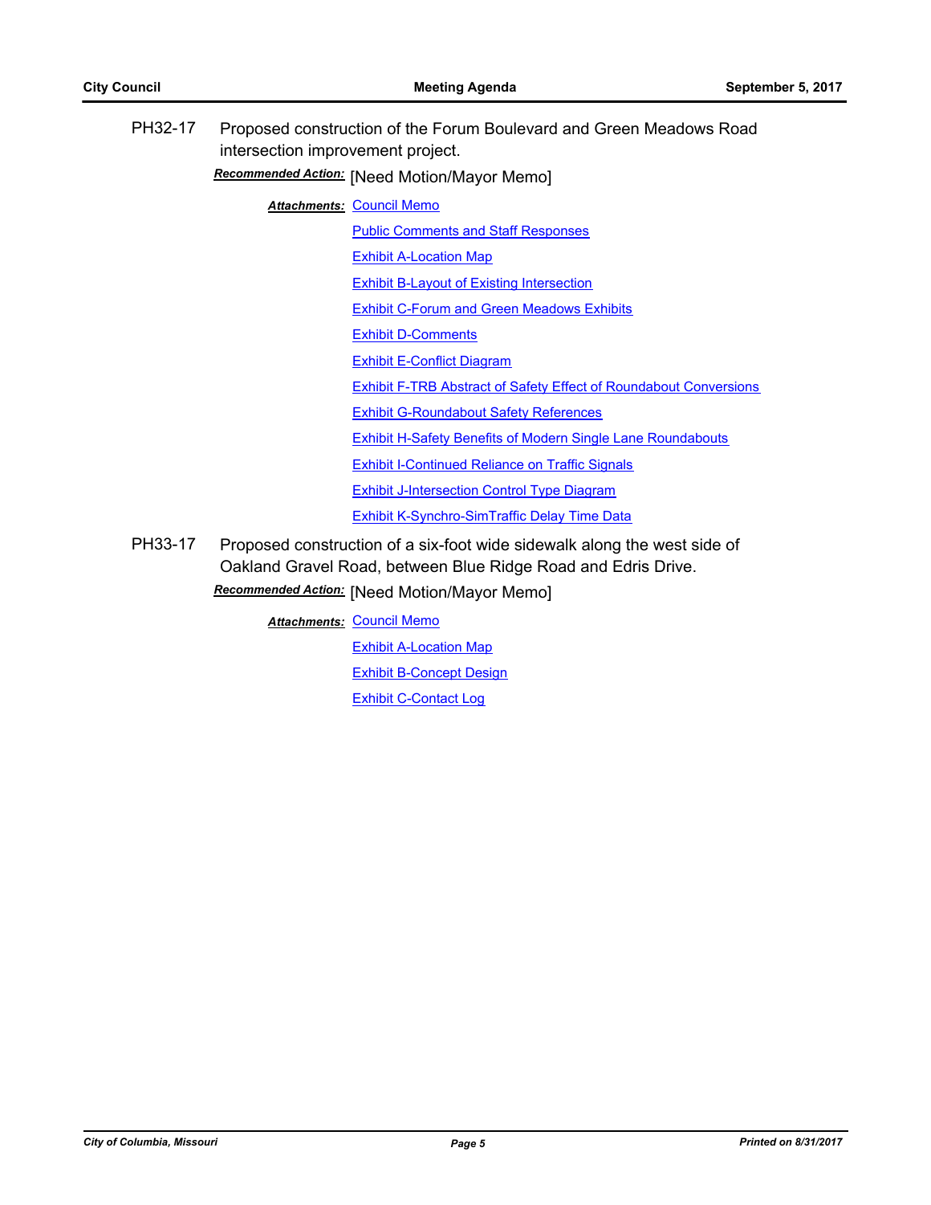**PH32-17** Proposed construction of the Forum Boulevard and Green Meadows Road intersection improvement project.

***Recommended Action:*** [Need Motion/Mayor Memo]

***Attachments:*** Council Memo

Public Comments and Staff Responses

Exhibit A-Location Map

Exhibit B-Layout of Existing Intersection

Exhibit C-Forum and Green Meadows Exhibits

Exhibit D-Comments

Exhibit E-Conflict Diagram

Exhibit F-TRB Abstract of Safety Effect of Roundabout Conversions

Exhibit G-Roundabout Safety References

Exhibit H-Safety Benefits of Modern Single Lane Roundabouts

Exhibit I-Continued Reliance on Traffic Signals

Exhibit J-Intersection Control Type Diagram

Exhibit K-Synchro-SimTraffic Delay Time Data

**PH33-17** Proposed construction of a six-foot wide sidewalk along the west side of Oakland Gravel Road, between Blue Ridge Road and Edris Drive.

***Recommended Action:*** [Need Motion/Mayor Memo]

***Attachments:*** Council Memo

Exhibit A-Location Map

Exhibit B-Concept Design

Exhibit C-Contact Log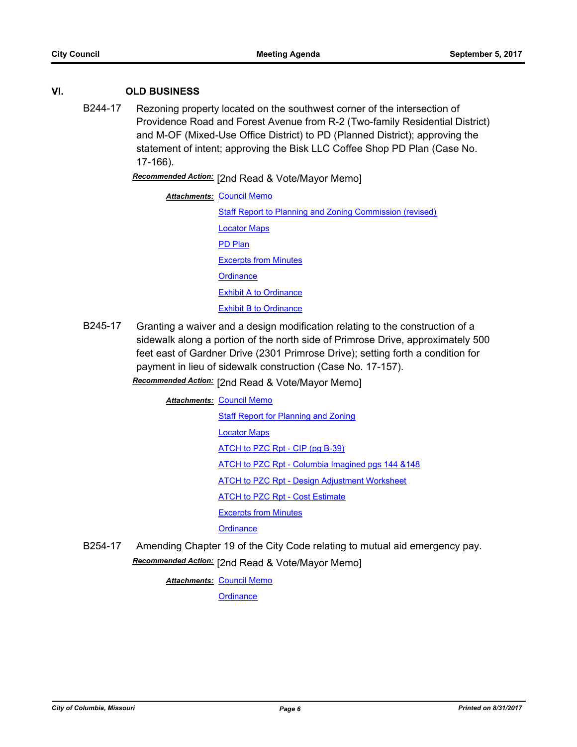## VI. OLD BUSINESS

**B244-17** Rezoning property located on the southwest corner of the intersection of Providence Road and Forest Avenue from R-2 (Two-family Residential District) and M-OF (Mixed-Use Office District) to PD (Planned District); approving the statement of intent; approving the Bisk LLC Coffee Shop PD Plan (Case No. 17-166).

***Recommended Action:*** [2nd Read & Vote/Mayor Memo]

***Attachments:***
- Council Memo
- Staff Report to Planning and Zoning Commission (revised)
- Locator Maps
- PD Plan
- Excerpts from Minutes
- Ordinance
- Exhibit A to Ordinance
- Exhibit B to Ordinance

**B245-17** Granting a waiver and a design modification relating to the construction of a sidewalk along a portion of the north side of Primrose Drive, approximately 500 feet east of Gardner Drive (2301 Primrose Drive); setting forth a condition for payment in lieu of sidewalk construction (Case No. 17-157).

***Recommended Action:*** [2nd Read & Vote/Mayor Memo]

***Attachments:***
- Council Memo
- Staff Report for Planning and Zoning
- Locator Maps
- ATCH to PZC Rpt - CIP (pg B-39)
- ATCH to PZC Rpt - Columbia Imagined pgs 144 &148
- ATCH to PZC Rpt - Design Adjustment Worksheet
- ATCH to PZC Rpt - Cost Estimate
- Excerpts from Minutes
- Ordinance

**B254-17** Amending Chapter 19 of the City Code relating to mutual aid emergency pay.

***Recommended Action:*** [2nd Read & Vote/Mayor Memo]

***Attachments:***
- Council Memo
- Ordinance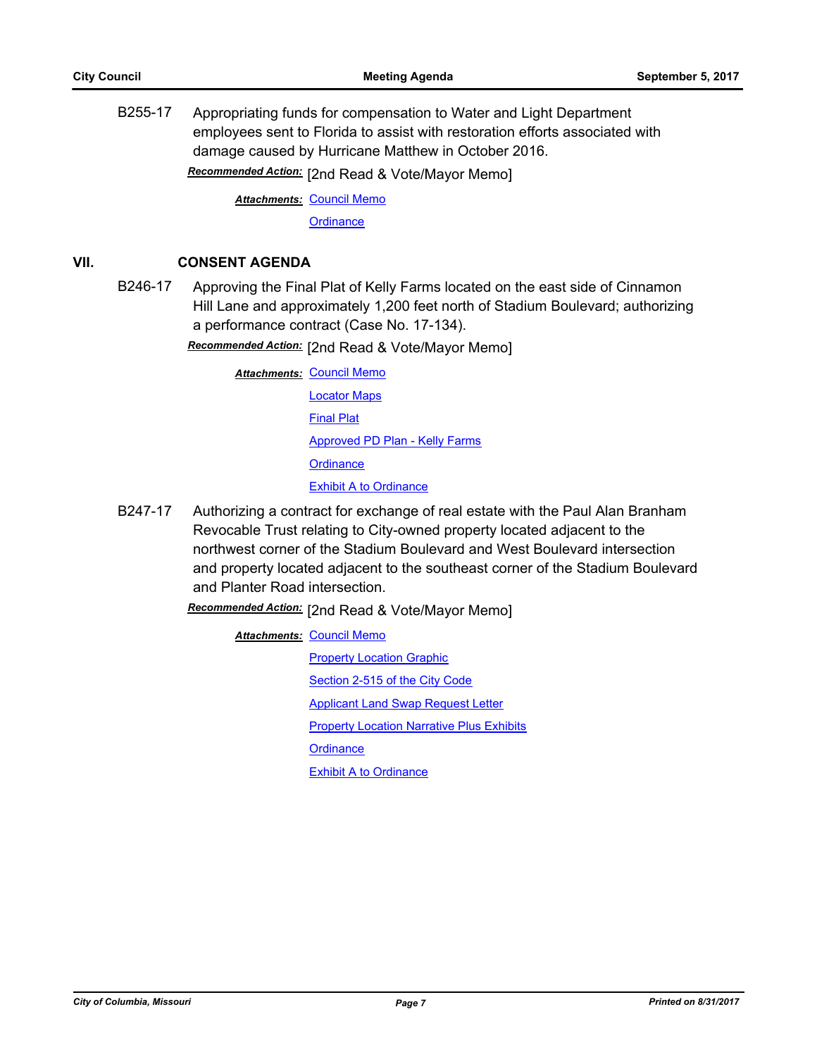B255-17 Appropriating funds for compensation to Water and Light Department employees sent to Florida to assist with restoration efforts associated with damage caused by Hurricane Matthew in October 2016.

***Recommended Action:*** [2nd Read & Vote/Mayor Memo]

***Attachments:*** Council Memo
Ordinance

## VII. CONSENT AGENDA

B246-17 Approving the Final Plat of Kelly Farms located on the east side of Cinnamon Hill Lane and approximately 1,200 feet north of Stadium Boulevard; authorizing a performance contract (Case No. 17-134).

***Recommended Action:*** [2nd Read & Vote/Mayor Memo]

***Attachments:*** Council Memo
Locator Maps
Final Plat
Approved PD Plan - Kelly Farms
Ordinance
Exhibit A to Ordinance

B247-17 Authorizing a contract for exchange of real estate with the Paul Alan Branham Revocable Trust relating to City-owned property located adjacent to the northwest corner of the Stadium Boulevard and West Boulevard intersection and property located adjacent to the southeast corner of the Stadium Boulevard and Planter Road intersection.

***Recommended Action:*** [2nd Read & Vote/Mayor Memo]

***Attachments:*** Council Memo
Property Location Graphic
Section 2-515 of the City Code
Applicant Land Swap Request Letter
Property Location Narrative Plus Exhibits
Ordinance
Exhibit A to Ordinance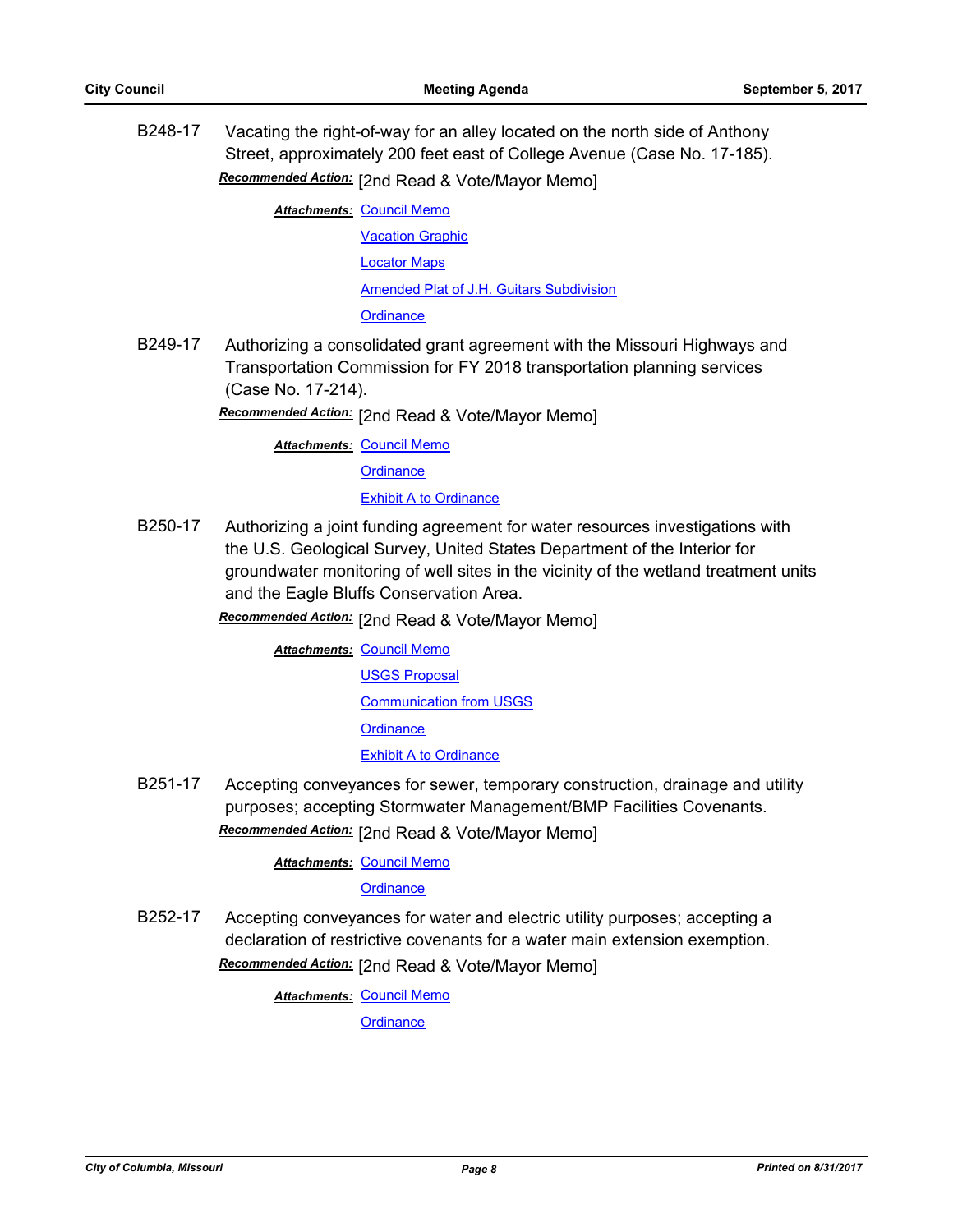B248-17 Vacating the right-of-way for an alley located on the north side of Anthony Street, approximately 200 feet east of College Avenue (Case No. 17-185).

***Recommended Action:*** [2nd Read & Vote/Mayor Memo]

***Attachments:*** Council Memo
Vacation Graphic
Locator Maps
Amended Plat of J.H. Guitars Subdivision
Ordinance

B249-17 Authorizing a consolidated grant agreement with the Missouri Highways and Transportation Commission for FY 2018 transportation planning services (Case No. 17-214).

***Recommended Action:*** [2nd Read & Vote/Mayor Memo]

***Attachments:*** Council Memo
Ordinance
Exhibit A to Ordinance

B250-17 Authorizing a joint funding agreement for water resources investigations with the U.S. Geological Survey, United States Department of the Interior for groundwater monitoring of well sites in the vicinity of the wetland treatment units and the Eagle Bluffs Conservation Area.

***Recommended Action:*** [2nd Read & Vote/Mayor Memo]

***Attachments:*** Council Memo
USGS Proposal
Communication from USGS
Ordinance
Exhibit A to Ordinance

B251-17 Accepting conveyances for sewer, temporary construction, drainage and utility purposes; accepting Stormwater Management/BMP Facilities Covenants.

***Recommended Action:*** [2nd Read & Vote/Mayor Memo]

***Attachments:*** Council Memo
Ordinance

B252-17 Accepting conveyances for water and electric utility purposes; accepting a declaration of restrictive covenants for a water main extension exemption.

***Recommended Action:*** [2nd Read & Vote/Mayor Memo]

***Attachments:*** Council Memo
Ordinance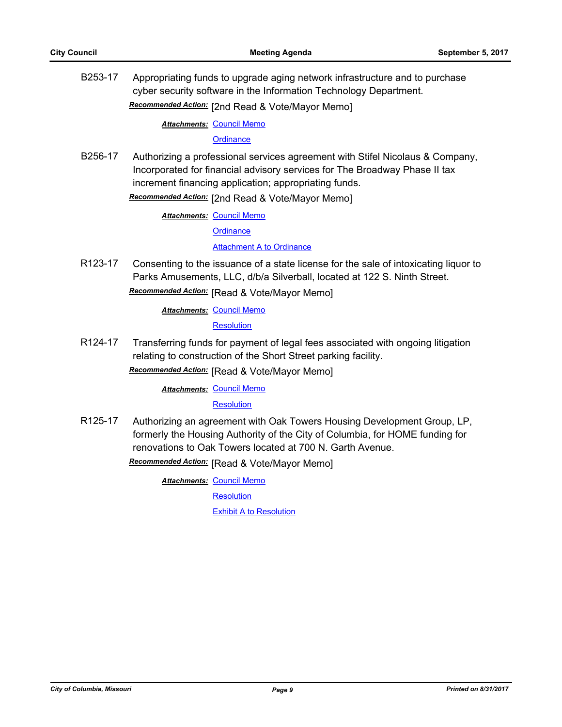B253-17 Appropriating funds to upgrade aging network infrastructure and to purchase cyber security software in the Information Technology Department.

***Recommended Action:*** [2nd Read & Vote/Mayor Memo]

***Attachments:*** Council Memo
Ordinance

B256-17 Authorizing a professional services agreement with Stifel Nicolaus & Company, Incorporated for financial advisory services for The Broadway Phase II tax increment financing application; appropriating funds.

***Recommended Action:*** [2nd Read & Vote/Mayor Memo]

***Attachments:*** Council Memo
Ordinance
Attachment A to Ordinance

R123-17 Consenting to the issuance of a state license for the sale of intoxicating liquor to Parks Amusements, LLC, d/b/a Silverball, located at 122 S. Ninth Street.

***Recommended Action:*** [Read & Vote/Mayor Memo]

***Attachments:*** Council Memo
Resolution

R124-17 Transferring funds for payment of legal fees associated with ongoing litigation relating to construction of the Short Street parking facility.

***Recommended Action:*** [Read & Vote/Mayor Memo]

***Attachments:*** Council Memo
Resolution

R125-17 Authorizing an agreement with Oak Towers Housing Development Group, LP, formerly the Housing Authority of the City of Columbia, for HOME funding for renovations to Oak Towers located at 700 N. Garth Avenue.

***Recommended Action:*** [Read & Vote/Mayor Memo]

***Attachments:*** Council Memo
Resolution
Exhibit A to Resolution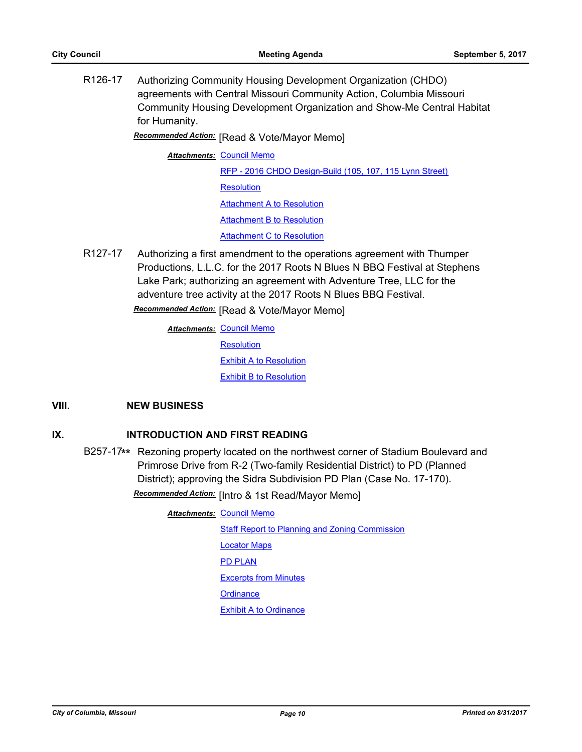R126-17 Authorizing Community Housing Development Organization (CHDO) agreements with Central Missouri Community Action, Columbia Missouri Community Housing Development Organization and Show-Me Central Habitat for Humanity.

***Recommended Action:*** [Read & Vote/Mayor Memo]

***Attachments:*** Council Memo
RFP - 2016 CHDO Design-Build (105, 107, 115 Lynn Street)
Resolution
Attachment A to Resolution
Attachment B to Resolution
Attachment C to Resolution

R127-17 Authorizing a first amendment to the operations agreement with Thumper Productions, L.L.C. for the 2017 Roots N Blues N BBQ Festival at Stephens Lake Park; authorizing an agreement with Adventure Tree, LLC for the adventure tree activity at the 2017 Roots N Blues BBQ Festival.

***Recommended Action:*** [Read & Vote/Mayor Memo]

***Attachments:*** Council Memo
Resolution
Exhibit A to Resolution
Exhibit B to Resolution

## VIII. NEW BUSINESS

## IX. INTRODUCTION AND FIRST READING

B257-17** Rezoning property located on the northwest corner of Stadium Boulevard and Primrose Drive from R-2 (Two-family Residential District) to PD (Planned District); approving the Sidra Subdivision PD Plan (Case No. 17-170).

***Recommended Action:*** [Intro & 1st Read/Mayor Memo]

***Attachments:*** Council Memo
Staff Report to Planning and Zoning Commission
Locator Maps
PD PLAN
Excerpts from Minutes
Ordinance
Exhibit A to Ordinance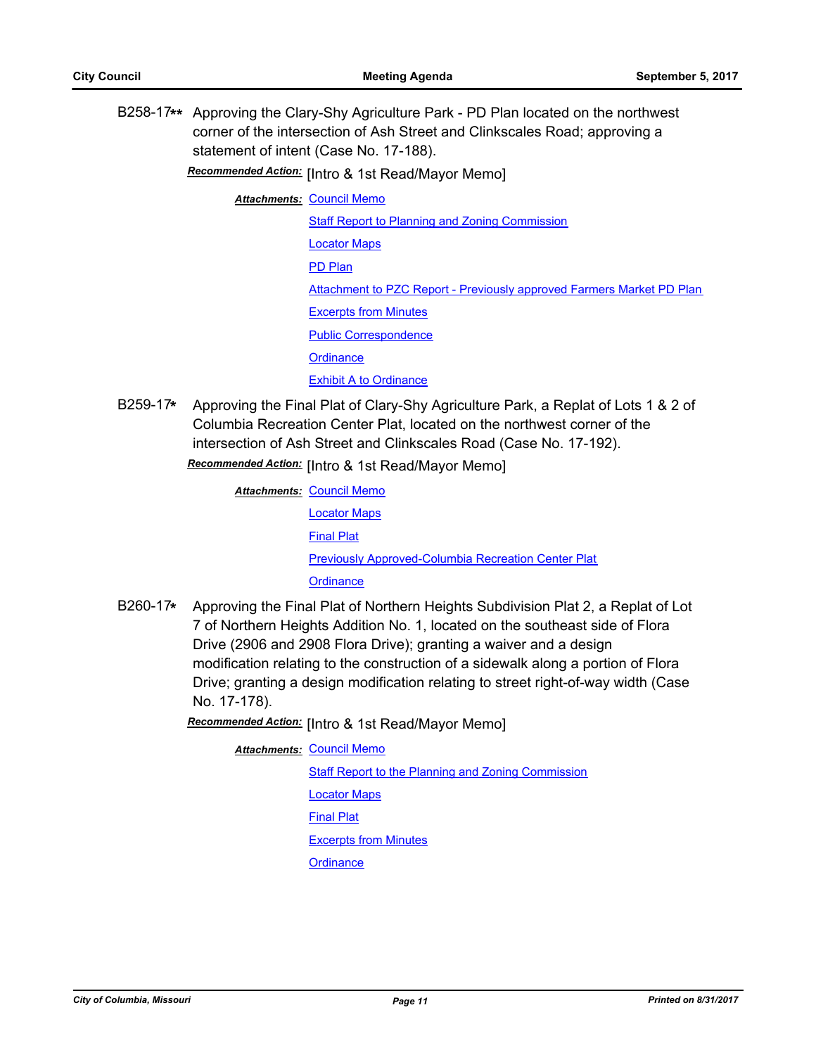B258-17** Approving the Clary-Shy Agriculture Park - PD Plan located on the northwest corner of the intersection of Ash Street and Clinkscales Road; approving a statement of intent (Case No. 17-188).

***Recommended Action:*** [Intro & 1st Read/Mayor Memo]

***Attachments:*** Council Memo
Staff Report to Planning and Zoning Commission
Locator Maps
PD Plan
Attachment to PZC Report - Previously approved Farmers Market PD Plan
Excerpts from Minutes
Public Correspondence
Ordinance
Exhibit A to Ordinance

B259-17* Approving the Final Plat of Clary-Shy Agriculture Park, a Replat of Lots 1 & 2 of Columbia Recreation Center Plat, located on the northwest corner of the intersection of Ash Street and Clinkscales Road (Case No. 17-192).

***Recommended Action:*** [Intro & 1st Read/Mayor Memo]

***Attachments:*** Council Memo
Locator Maps
Final Plat
Previously Approved-Columbia Recreation Center Plat
Ordinance

B260-17* Approving the Final Plat of Northern Heights Subdivision Plat 2, a Replat of Lot 7 of Northern Heights Addition No. 1, located on the southeast side of Flora Drive (2906 and 2908 Flora Drive); granting a waiver and a design modification relating to the construction of a sidewalk along a portion of Flora Drive; granting a design modification relating to street right-of-way width (Case No. 17-178).

***Recommended Action:*** [Intro & 1st Read/Mayor Memo]

***Attachments:*** Council Memo
Staff Report to the Planning and Zoning Commission
Locator Maps
Final Plat
Excerpts from Minutes
Ordinance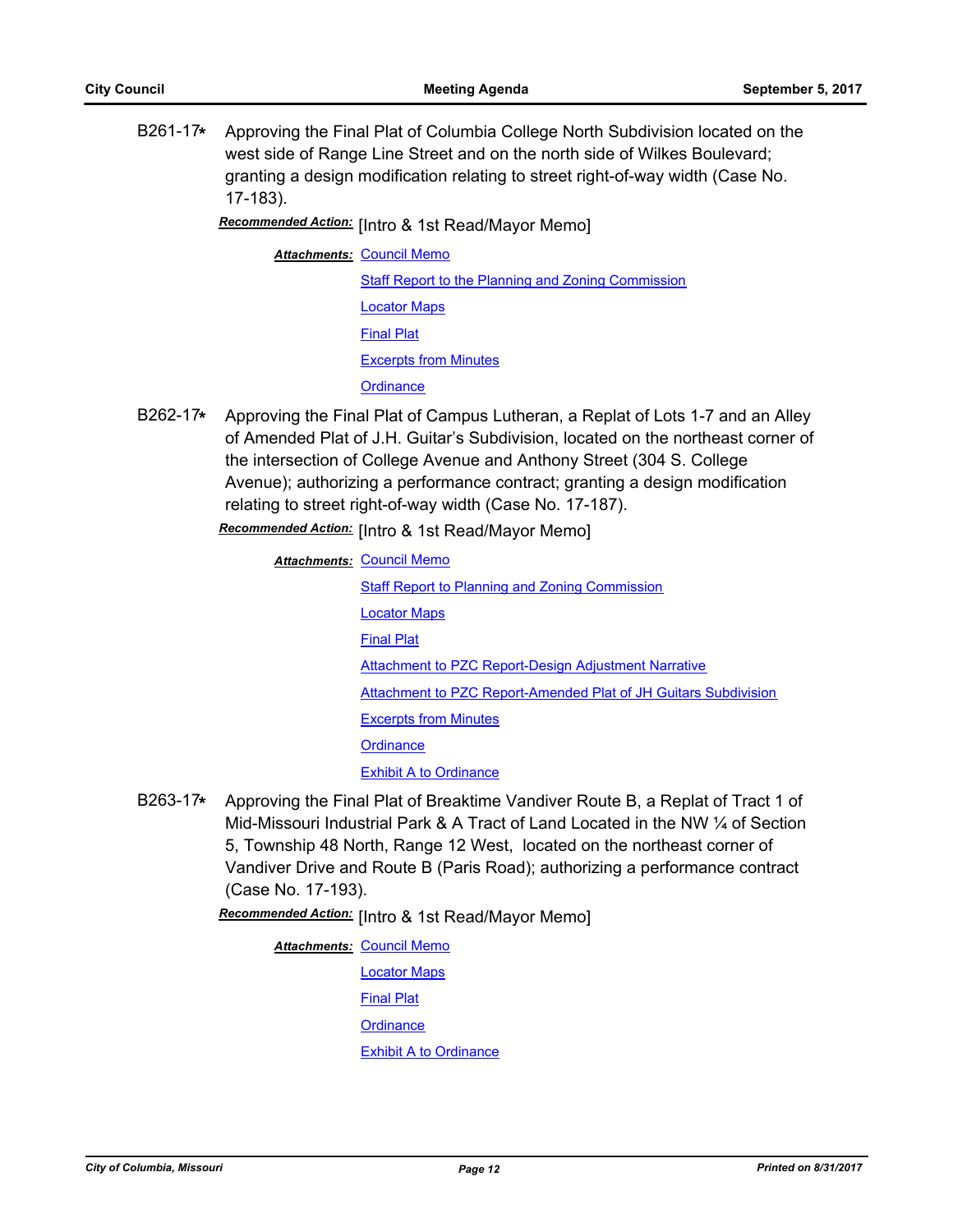B261-17* Approving the Final Plat of Columbia College North Subdivision located on the west side of Range Line Street and on the north side of Wilkes Boulevard; granting a design modification relating to street right-of-way width (Case No. 17-183).

***Recommended Action:*** [Intro & 1st Read/Mayor Memo]

***Attachments:*** Council Memo
Staff Report to the Planning and Zoning Commission
Locator Maps
Final Plat
Excerpts from Minutes
Ordinance

B262-17* Approving the Final Plat of Campus Lutheran, a Replat of Lots 1-7 and an Alley of Amended Plat of J.H. Guitar's Subdivision, located on the northeast corner of the intersection of College Avenue and Anthony Street (304 S. College Avenue); authorizing a performance contract; granting a design modification relating to street right-of-way width (Case No. 17-187).

***Recommended Action:*** [Intro & 1st Read/Mayor Memo]

***Attachments:*** Council Memo
Staff Report to Planning and Zoning Commission
Locator Maps
Final Plat
Attachment to PZC Report-Design Adjustment Narrative
Attachment to PZC Report-Amended Plat of JH Guitars Subdivision
Excerpts from Minutes
Ordinance
Exhibit A to Ordinance

B263-17* Approving the Final Plat of Breaktime Vandiver Route B, a Replat of Tract 1 of Mid-Missouri Industrial Park & A Tract of Land Located in the NW ¼ of Section 5, Township 48 North, Range 12 West, located on the northeast corner of Vandiver Drive and Route B (Paris Road); authorizing a performance contract (Case No. 17-193).

***Recommended Action:*** [Intro & 1st Read/Mayor Memo]

***Attachments:*** Council Memo
Locator Maps
Final Plat
Ordinance
Exhibit A to Ordinance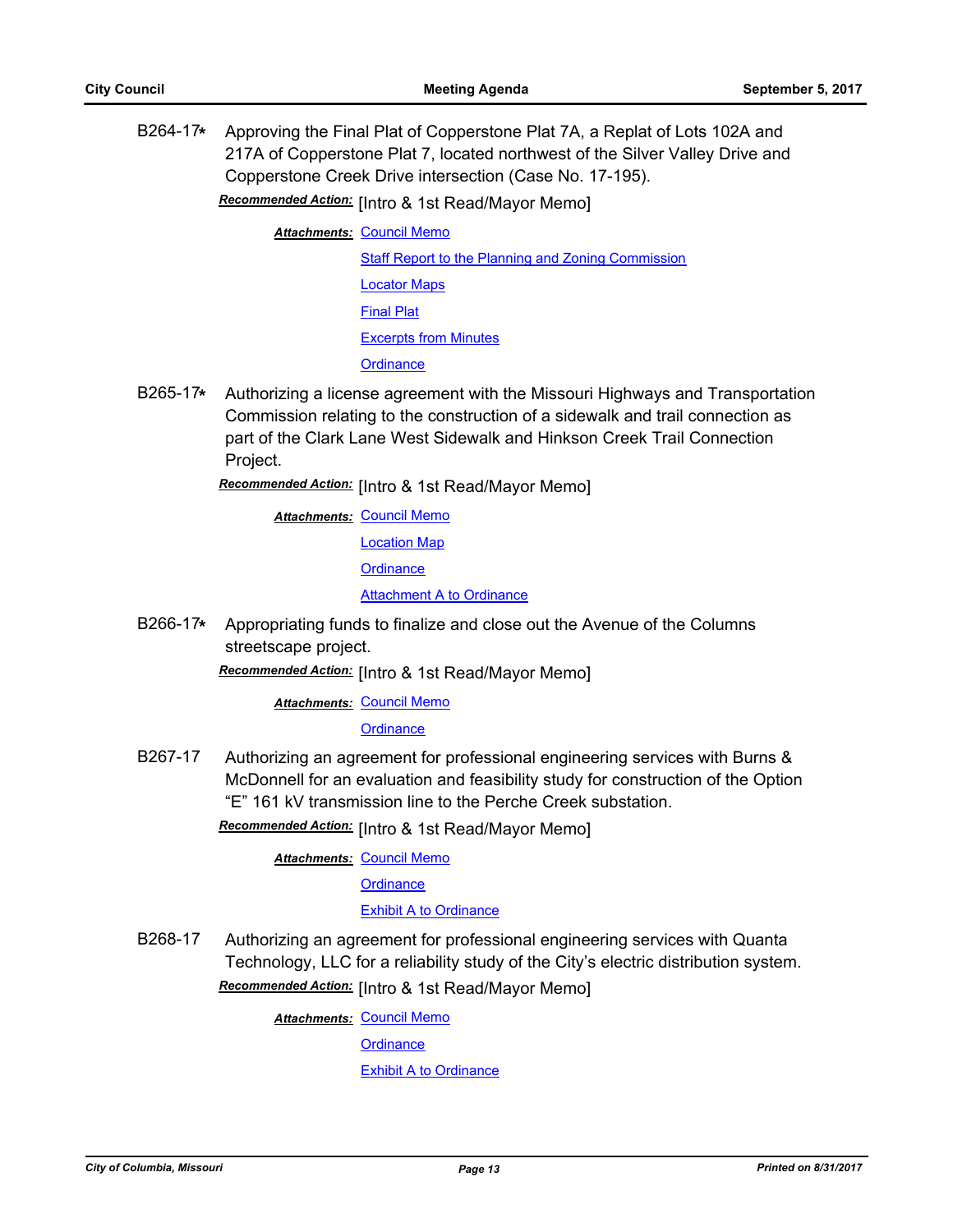B264-17* Approving the Final Plat of Copperstone Plat 7A, a Replat of Lots 102A and 217A of Copperstone Plat 7, located northwest of the Silver Valley Drive and Copperstone Creek Drive intersection (Case No. 17-195).

***Recommended Action:*** [Intro & 1st Read/Mayor Memo]

***Attachments:*** Council Memo
Staff Report to the Planning and Zoning Commission
Locator Maps
Final Plat
Excerpts from Minutes
Ordinance

B265-17* Authorizing a license agreement with the Missouri Highways and Transportation Commission relating to the construction of a sidewalk and trail connection as part of the Clark Lane West Sidewalk and Hinkson Creek Trail Connection Project.

***Recommended Action:*** [Intro & 1st Read/Mayor Memo]

***Attachments:*** Council Memo
Location Map
Ordinance
Attachment A to Ordinance

B266-17* Appropriating funds to finalize and close out the Avenue of the Columns streetscape project.

***Recommended Action:*** [Intro & 1st Read/Mayor Memo]

***Attachments:*** Council Memo
Ordinance

B267-17 Authorizing an agreement for professional engineering services with Burns & McDonnell for an evaluation and feasibility study for construction of the Option "E" 161 kV transmission line to the Perche Creek substation.

***Recommended Action:*** [Intro & 1st Read/Mayor Memo]

***Attachments:*** Council Memo
Ordinance
Exhibit A to Ordinance

B268-17 Authorizing an agreement for professional engineering services with Quanta Technology, LLC for a reliability study of the City's electric distribution system.

***Recommended Action:*** [Intro & 1st Read/Mayor Memo]

***Attachments:*** Council Memo
Ordinance
Exhibit A to Ordinance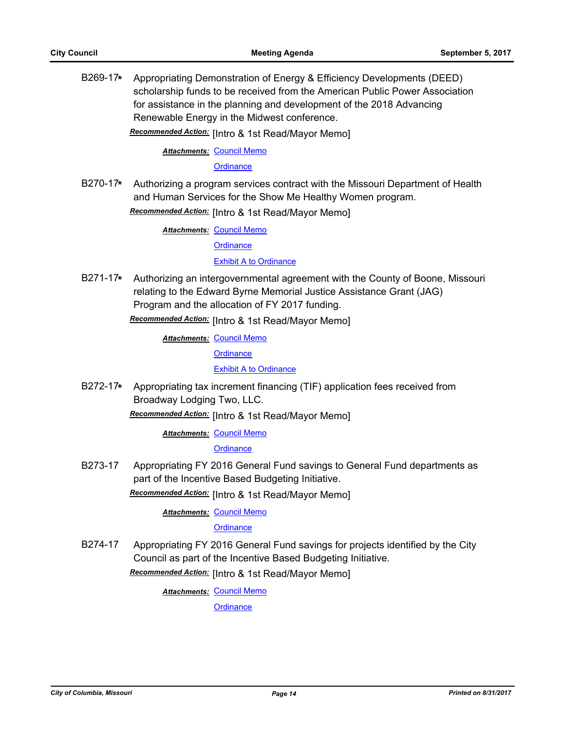B269-17* Appropriating Demonstration of Energy & Efficiency Developments (DEED) scholarship funds to be received from the American Public Power Association for assistance in the planning and development of the 2018 Advancing Renewable Energy in the Midwest conference.

***Recommended Action:*** [Intro & 1st Read/Mayor Memo]

***Attachments:*** Council Memo
Ordinance

B270-17* Authorizing a program services contract with the Missouri Department of Health and Human Services for the Show Me Healthy Women program.

***Recommended Action:*** [Intro & 1st Read/Mayor Memo]

***Attachments:*** Council Memo
Ordinance
Exhibit A to Ordinance

B271-17* Authorizing an intergovernmental agreement with the County of Boone, Missouri relating to the Edward Byrne Memorial Justice Assistance Grant (JAG) Program and the allocation of FY 2017 funding.

***Recommended Action:*** [Intro & 1st Read/Mayor Memo]

***Attachments:*** Council Memo
Ordinance
Exhibit A to Ordinance

B272-17* Appropriating tax increment financing (TIF) application fees received from Broadway Lodging Two, LLC.

***Recommended Action:*** [Intro & 1st Read/Mayor Memo]

***Attachments:*** Council Memo
Ordinance

B273-17 Appropriating FY 2016 General Fund savings to General Fund departments as part of the Incentive Based Budgeting Initiative.

***Recommended Action:*** [Intro & 1st Read/Mayor Memo]

***Attachments:*** Council Memo
Ordinance

B274-17 Appropriating FY 2016 General Fund savings for projects identified by the City Council as part of the Incentive Based Budgeting Initiative.

***Recommended Action:*** [Intro & 1st Read/Mayor Memo]

***Attachments:*** Council Memo
Ordinance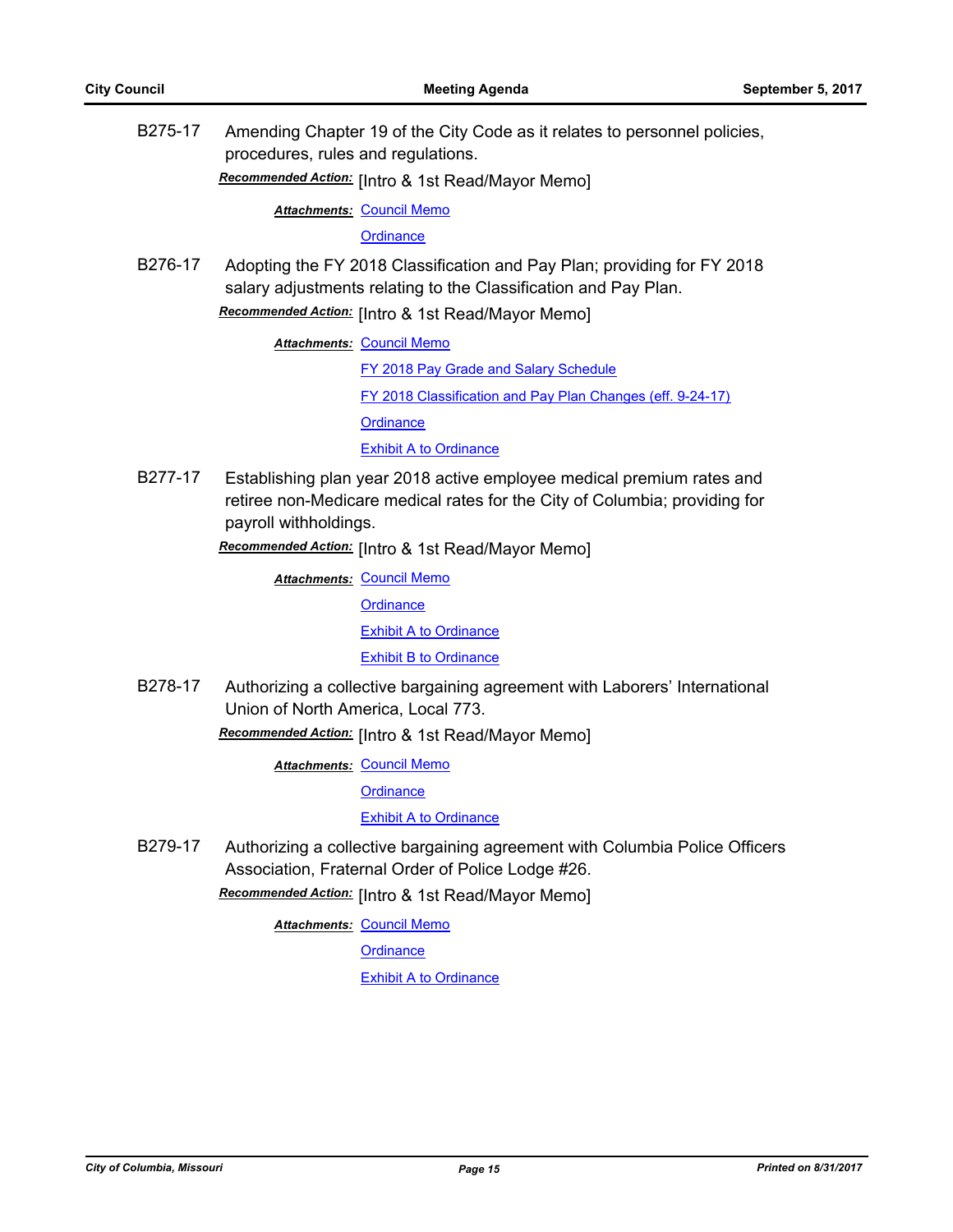B275-17 Amending Chapter 19 of the City Code as it relates to personnel policies, procedures, rules and regulations.

***Recommended Action:*** [Intro & 1st Read/Mayor Memo]

***Attachments:*** Council Memo

Ordinance

B276-17 Adopting the FY 2018 Classification and Pay Plan; providing for FY 2018 salary adjustments relating to the Classification and Pay Plan.

***Recommended Action:*** [Intro & 1st Read/Mayor Memo]

***Attachments:*** Council Memo

FY 2018 Pay Grade and Salary Schedule

FY 2018 Classification and Pay Plan Changes (eff. 9-24-17)

Ordinance

Exhibit A to Ordinance

B277-17 Establishing plan year 2018 active employee medical premium rates and retiree non-Medicare medical rates for the City of Columbia; providing for payroll withholdings.

***Recommended Action:*** [Intro & 1st Read/Mayor Memo]

***Attachments:*** Council Memo

Ordinance

Exhibit A to Ordinance

Exhibit B to Ordinance

B278-17 Authorizing a collective bargaining agreement with Laborers' International Union of North America, Local 773.

***Recommended Action:*** [Intro & 1st Read/Mayor Memo]

***Attachments:*** Council Memo

Ordinance

Exhibit A to Ordinance

B279-17 Authorizing a collective bargaining agreement with Columbia Police Officers Association, Fraternal Order of Police Lodge #26.

***Recommended Action:*** [Intro & 1st Read/Mayor Memo]

***Attachments:*** Council Memo

Ordinance

Exhibit A to Ordinance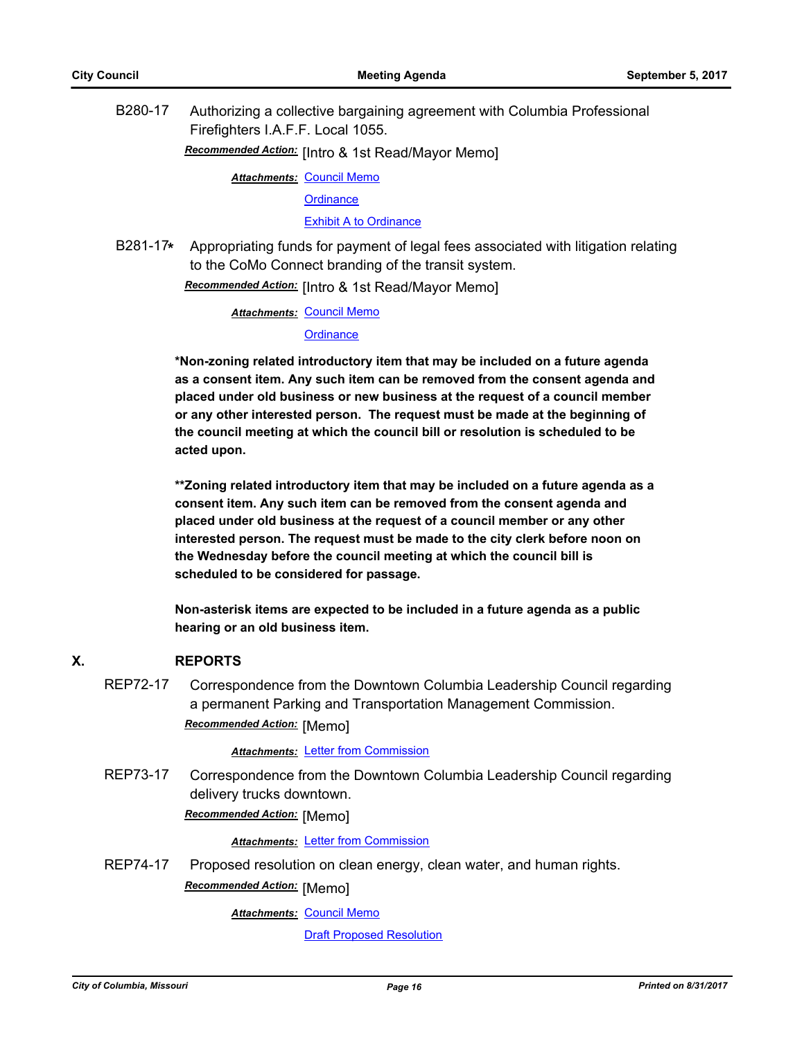B280-17 Authorizing a collective bargaining agreement with Columbia Professional Firefighters I.A.F.F. Local 1055.

***Recommended Action:*** [Intro & 1st Read/Mayor Memo]

***Attachments:*** Council Memo
Ordinance
Exhibit A to Ordinance

B281-17* Appropriating funds for payment of legal fees associated with litigation relating to the CoMo Connect branding of the transit system.

***Recommended Action:*** [Intro & 1st Read/Mayor Memo]

***Attachments:*** Council Memo
Ordinance

**\*Non-zoning related introductory item that may be included on a future agenda as a consent item. Any such item can be removed from the consent agenda and placed under old business or new business at the request of a council member or any other interested person. The request must be made at the beginning of the council meeting at which the council bill or resolution is scheduled to be acted upon.**

**\*\*Zoning related introductory item that may be included on a future agenda as a consent item. Any such item can be removed from the consent agenda and placed under old business at the request of a council member or any other interested person. The request must be made to the city clerk before noon on the Wednesday before the council meeting at which the council bill is scheduled to be considered for passage.**

**Non-asterisk items are expected to be included in a future agenda as a public hearing or an old business item.**

## X. REPORTS

REP72-17 Correspondence from the Downtown Columbia Leadership Council regarding a permanent Parking and Transportation Management Commission.

***Recommended Action:*** [Memo]

***Attachments:*** Letter from Commission

REP73-17 Correspondence from the Downtown Columbia Leadership Council regarding delivery trucks downtown.

***Recommended Action:*** [Memo]

***Attachments:*** Letter from Commission

REP74-17 Proposed resolution on clean energy, clean water, and human rights.

***Recommended Action:*** [Memo]

***Attachments:*** Council Memo
Draft Proposed Resolution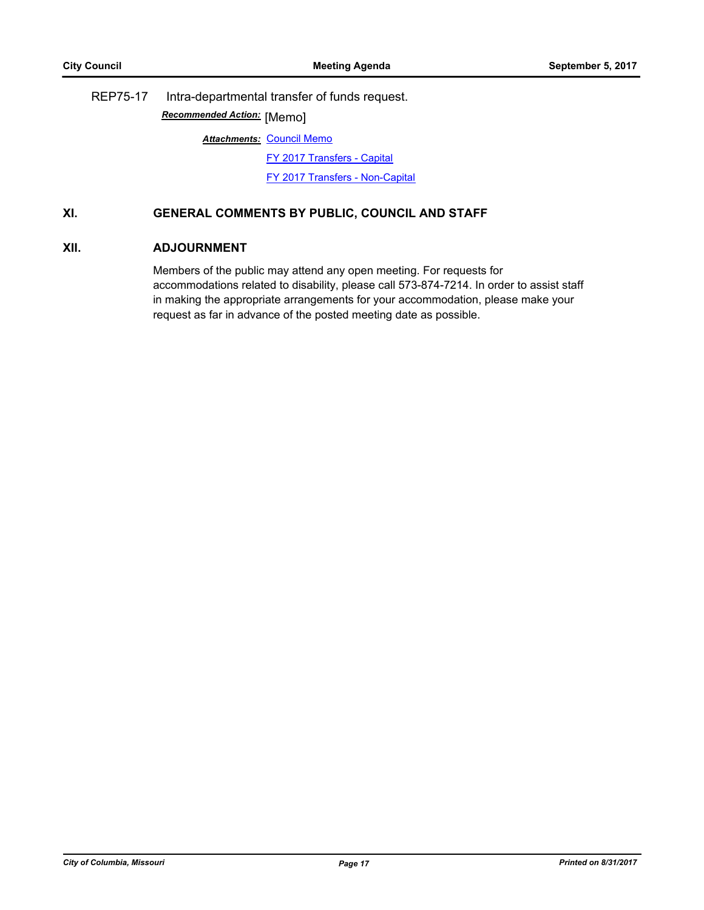REP75-17 Intra-departmental transfer of funds request.

***Recommended Action:*** [Memo]

***Attachments:*** Council Memo

FY 2017 Transfers - Capital

FY 2017 Transfers - Non-Capital

## XI. GENERAL COMMENTS BY PUBLIC, COUNCIL AND STAFF

## XII. ADJOURNMENT

Members of the public may attend any open meeting. For requests for accommodations related to disability, please call 573-874-7214. In order to assist staff in making the appropriate arrangements for your accommodation, please make your request as far in advance of the posted meeting date as possible.